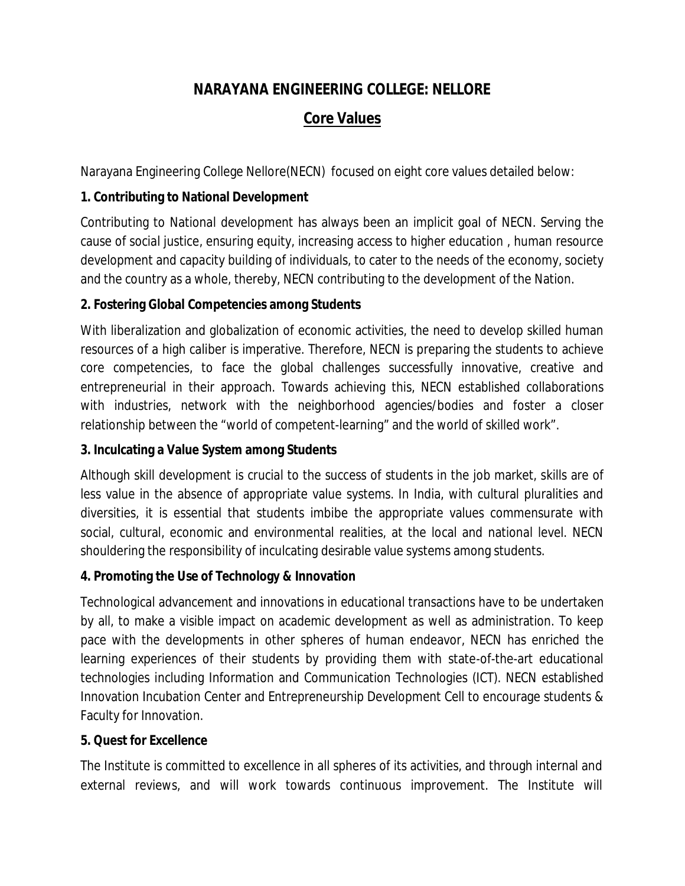# NARAYANA ENGINEERING COLLEGE: NELLORE

## Core Values

Narayana Engineering College Nellore(NECN) focused on eight core values detailed below:

**1. Contributing to National Development**

Contributing to National development has always been an implicit goal of NECN. Serving the cause of social justice, ensuring equity, increasing access to higher education , human resource development and capacity building of individuals, to cater to the needs of the economy, society and the country as a whole, thereby, NECN contributing to the development of the Nation.

**2. Fostering Global Competencies among Students**

With liberalization and globalization of economic activities, the need to develop skilled human resources of a high caliber is imperative. Therefore, NECN is preparing the students to achieve core competencies, to face the global challenges successfully innovative, creative and entrepreneurial in their approach. Towards achieving this, NECN established collaborations with industries, network with the neighborhood agencies/bodies and foster a closer relationship between the "world of competent-learning" and the world of skilled work".

**3. Inculcating a Value System among Students**

Although skill development is crucial to the success of students in the job market, skills are of less value in the absence of appropriate value systems. In India, with cultural pluralities and diversities, it is essential that students imbibe the appropriate values commensurate with social, cultural, economic and environmental realities, at the local and national level. NECN shouldering the responsibility of inculcating desirable value systems among students.

**4. Promoting the Use of Technology & Innovation**

Technological advancement and innovations in educational transactions have to be undertaken by all, to make a visible impact on academic development as well as administration. To keep pace with the developments in other spheres of human endeavor, NECN has enriched the learning experiences of their students by providing them with state-of-the-art educational technologies including Information and Communication Technologies (ICT). NECN established Innovation Incubation Center and Entrepreneurship Development Cell to encourage students & Faculty for Innovation.

**5. Quest for Excellence**

The Institute is committed to excellence in all spheres of its activities, and through internal and external reviews, and will work towards continuous improvement. The Institute will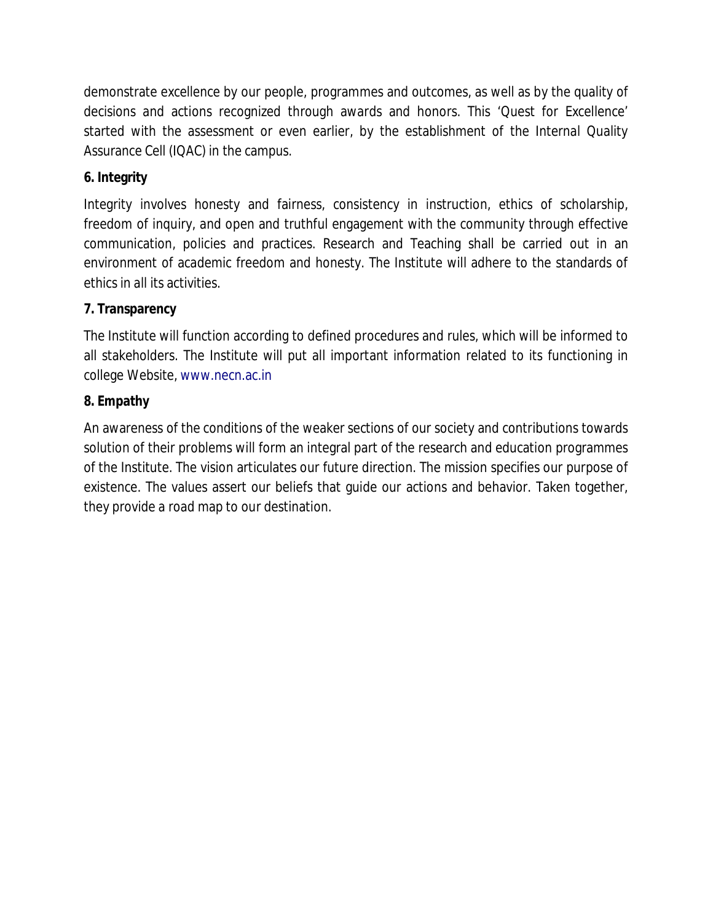demonstrate excellence by our people, programmes and outcomes, as well as by the quality of decisions and actions recognized through awards and honors. This 'Quest for Excellence' started with the assessment or even earlier, by the establishment of the Internal Quality Assurance Cell (IQAC) in the campus.

**6. Integrity**

Integrity involves honesty and fairness, consistency in instruction, ethics of scholarship, freedom of inquiry, and open and truthful engagement with the community through effective communication, policies and practices. Research and Teaching shall be carried out in an environment of academic freedom and honesty. The Institute will adhere to the standards of ethics in all its activities.

**7. Transparency**

The Institute will function according to defined procedures and rules, which will be informed to all stakeholders. The Institute will put all important information related to its functioning in college Website, www.necn.ac.in

**8. Empathy**

An awareness of the conditions of the weaker sections of our society and contributions towards solution of their problems will form an integral part of the research and education programmes of the Institute. The vision articulates our future direction. The mission specifies our purpose of existence. The values assert our beliefs that guide our actions and behavior. Taken together, they provide a road map to our destination.